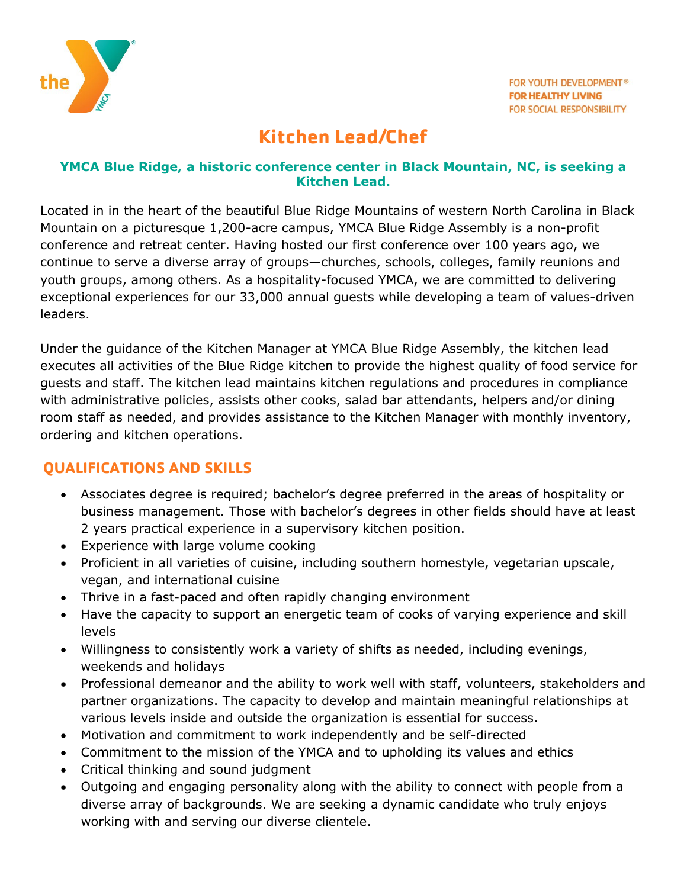FOR YOUTH DEVELOPMENT®
**FOR HEALTHY LIVING**
FOR SOCIAL RESPONSIBILITY

# Kitchen Lead/Chef

**YMCA Blue Ridge, a historic conference center in Black Mountain, NC, is seeking a Kitchen Lead.**

Located in in the heart of the beautiful Blue Ridge Mountains of western North Carolina in Black Mountain on a picturesque 1,200-acre campus, YMCA Blue Ridge Assembly is a non-profit conference and retreat center. Having hosted our first conference over 100 years ago, we continue to serve a diverse array of groups—churches, schools, colleges, family reunions and youth groups, among others. As a hospitality-focused YMCA, we are committed to delivering exceptional experiences for our 33,000 annual guests while developing a team of values-driven leaders.

Under the guidance of the Kitchen Manager at YMCA Blue Ridge Assembly, the kitchen lead executes all activities of the Blue Ridge kitchen to provide the highest quality of food service for guests and staff. The kitchen lead maintains kitchen regulations and procedures in compliance with administrative policies, assists other cooks, salad bar attendants, helpers and/or dining room staff as needed, and provides assistance to the Kitchen Manager with monthly inventory, ordering and kitchen operations.

## QUALIFICATIONS AND SKILLS

- Associates degree is required; bachelor's degree preferred in the areas of hospitality or business management. Those with bachelor's degrees in other fields should have at least 2 years practical experience in a supervisory kitchen position.
- Experience with large volume cooking
- Proficient in all varieties of cuisine, including southern homestyle, vegetarian upscale, vegan, and international cuisine
- Thrive in a fast-paced and often rapidly changing environment
- Have the capacity to support an energetic team of cooks of varying experience and skill levels
- Willingness to consistently work a variety of shifts as needed, including evenings, weekends and holidays
- Professional demeanor and the ability to work well with staff, volunteers, stakeholders and partner organizations. The capacity to develop and maintain meaningful relationships at various levels inside and outside the organization is essential for success.
- Motivation and commitment to work independently and be self-directed
- Commitment to the mission of the YMCA and to upholding its values and ethics
- Critical thinking and sound judgment
- Outgoing and engaging personality along with the ability to connect with people from a diverse array of backgrounds. We are seeking a dynamic candidate who truly enjoys working with and serving our diverse clientele.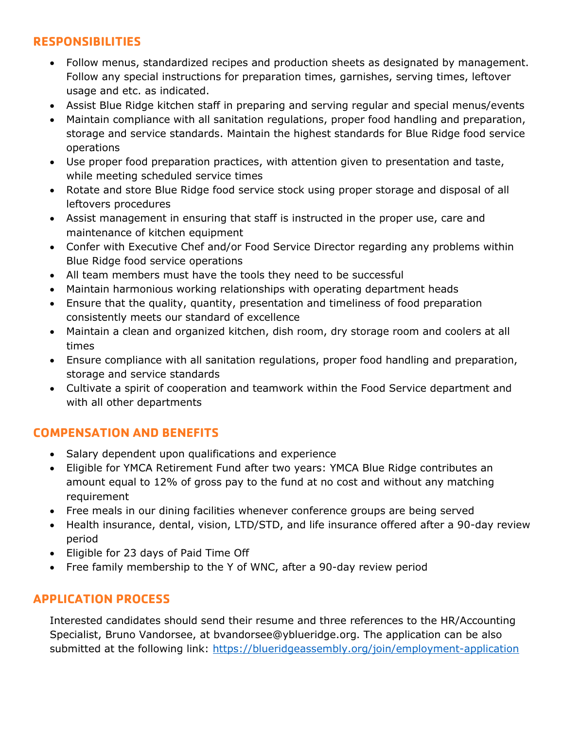## RESPONSIBILITIES

- Follow menus, standardized recipes and production sheets as designated by management. Follow any special instructions for preparation times, garnishes, serving times, leftover usage and etc. as indicated.
- Assist Blue Ridge kitchen staff in preparing and serving regular and special menus/events
- Maintain compliance with all sanitation regulations, proper food handling and preparation, storage and service standards. Maintain the highest standards for Blue Ridge food service operations
- Use proper food preparation practices, with attention given to presentation and taste, while meeting scheduled service times
- Rotate and store Blue Ridge food service stock using proper storage and disposal of all leftovers procedures
- Assist management in ensuring that staff is instructed in the proper use, care and maintenance of kitchen equipment
- Confer with Executive Chef and/or Food Service Director regarding any problems within Blue Ridge food service operations
- All team members must have the tools they need to be successful
- Maintain harmonious working relationships with operating department heads
- Ensure that the quality, quantity, presentation and timeliness of food preparation consistently meets our standard of excellence
- Maintain a clean and organized kitchen, dish room, dry storage room and coolers at all times
- Ensure compliance with all sanitation regulations, proper food handling and preparation, storage and service standards
- Cultivate a spirit of cooperation and teamwork within the Food Service department and with all other departments

## COMPENSATION AND BENEFITS

- Salary dependent upon qualifications and experience
- Eligible for YMCA Retirement Fund after two years: YMCA Blue Ridge contributes an amount equal to 12% of gross pay to the fund at no cost and without any matching requirement
- Free meals in our dining facilities whenever conference groups are being served
- Health insurance, dental, vision, LTD/STD, and life insurance offered after a 90-day review period
- Eligible for 23 days of Paid Time Off
- Free family membership to the Y of WNC, after a 90-day review period

## APPLICATION PROCESS

Interested candidates should send their resume and three references to the HR/Accounting Specialist, Bruno Vandorsee, at bvandorsee@yblueridge.org. The application can be also submitted at the following link: [https://blueridgeassembly.org/join/employment-application](https://blueridgeassembly.org/join/employment-application)